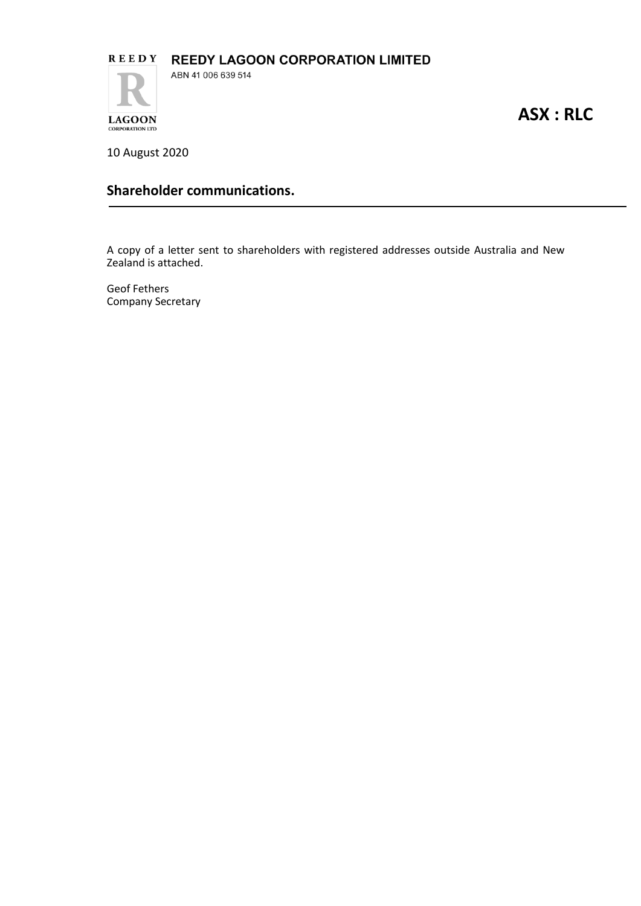**REEDY LAGOON CORPORATION LIMITED**

ABN 41 006 639 514

**ASX : RLC**

10 August 2020

## Shareholder communications.

A copy of a letter sent to shareholders with registered addresses outside Australia and New Zealand is attached.

Geof Fethers
Company Secretary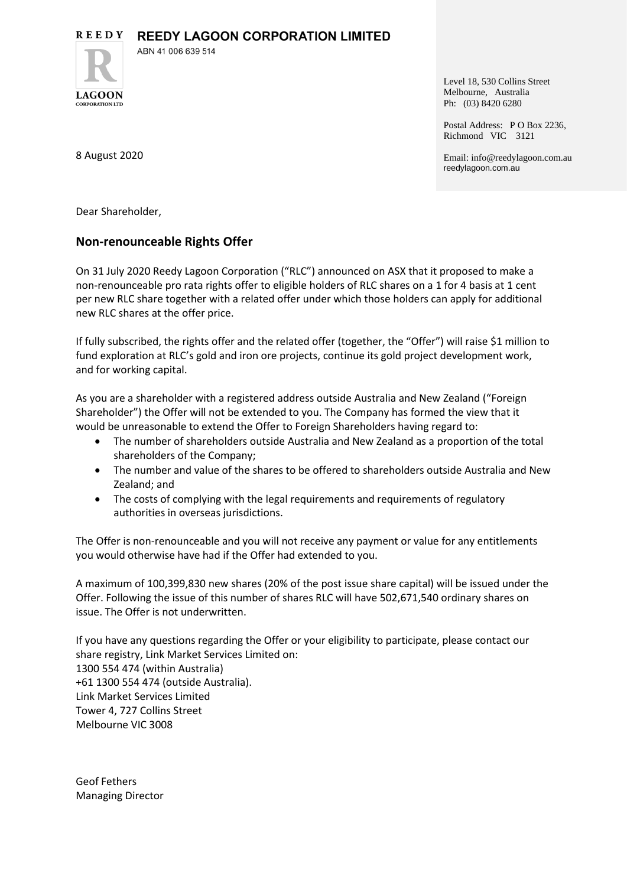# REEDY LAGOON CORPORATION LIMITED

ABN 41 006 639 514

Level 18, 530 Collins Street
Melbourne, Australia
Ph: (03) 8420 6280

Postal Address: P O Box 2236,
Richmond VIC 3121

Email: info@reedylagoon.com.au
reedylagoon.com.au

8 August 2020

Dear Shareholder,

## Non-renounceable Rights Offer

On 31 July 2020 Reedy Lagoon Corporation ("RLC") announced on ASX that it proposed to make a non-renounceable pro rata rights offer to eligible holders of RLC shares on a 1 for 4 basis at 1 cent per new RLC share together with a related offer under which those holders can apply for additional new RLC shares at the offer price.

If fully subscribed, the rights offer and the related offer (together, the "Offer") will raise $1 million to fund exploration at RLC's gold and iron ore projects, continue its gold project development work, and for working capital.

As you are a shareholder with a registered address outside Australia and New Zealand ("Foreign Shareholder") the Offer will not be extended to you. The Company has formed the view that it would be unreasonable to extend the Offer to Foreign Shareholders having regard to:

- The number of shareholders outside Australia and New Zealand as a proportion of the total shareholders of the Company;
- The number and value of the shares to be offered to shareholders outside Australia and New Zealand; and
- The costs of complying with the legal requirements and requirements of regulatory authorities in overseas jurisdictions.

The Offer is non-renounceable and you will not receive any payment or value for any entitlements you would otherwise have had if the Offer had extended to you.

A maximum of 100,399,830 new shares (20% of the post issue share capital) will be issued under the Offer. Following the issue of this number of shares RLC will have 502,671,540 ordinary shares on issue. The Offer is not underwritten.

If you have any questions regarding the Offer or your eligibility to participate, please contact our share registry, Link Market Services Limited on:
1300 554 474 (within Australia)
+61 1300 554 474 (outside Australia).
Link Market Services Limited
Tower 4, 727 Collins Street
Melbourne VIC 3008

Geof Fethers
Managing Director